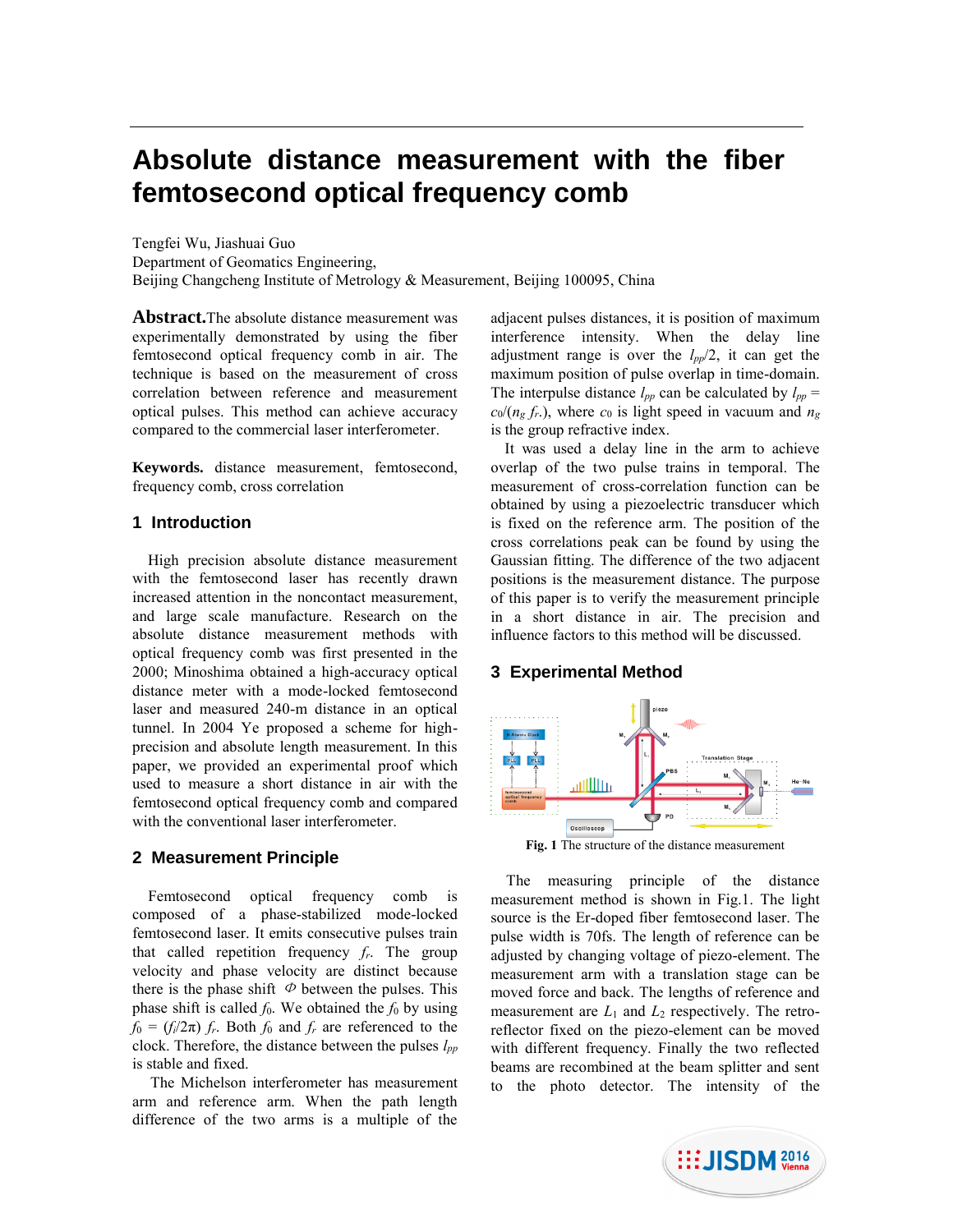# Absolute distance measurement with the fiber femtosecond optical frequency comb

Tengfei Wu, Jiashuai Guo
Department of Geomatics Engineering,
Beijing Changcheng Institute of Metrology & Measurement, Beijing 100095, China

**Abstract.** The absolute distance measurement was experimentally demonstrated by using the fiber femtosecond optical frequency comb in air. The technique is based on the measurement of cross correlation between reference and measurement optical pulses. This method can achieve accuracy compared to the commercial laser interferometer.

**Keywords.** distance measurement, femtosecond, frequency comb, cross correlation

## 1 Introduction

High precision absolute distance measurement with the femtosecond laser has recently drawn increased attention in the noncontact measurement, and large scale manufacture. Research on the absolute distance measurement methods with optical frequency comb was first presented in the 2000; Minoshima obtained a high-accuracy optical distance meter with a mode-locked femtosecond laser and measured 240-m distance in an optical tunnel. In 2004 Ye proposed a scheme for high-precision and absolute length measurement. In this paper, we provided an experimental proof which used to measure a short distance in air with the femtosecond optical frequency comb and compared with the conventional laser interferometer.

## 2 Measurement Principle

Femtosecond optical frequency comb is composed of a phase-stabilized mode-locked femtosecond laser. It emits consecutive pulses train that called repetition frequency $f_r$. The group velocity and phase velocity are distinct because there is the phase shift $\Phi$ between the pulses. This phase shift is called $f_0$. We obtained the $f_0$ by using $f_0 = (f_i/2\pi)\, f_r$. Both $f_0$ and $f_r$ are referenced to the clock. Therefore, the distance between the pulses $l_{pp}$ is stable and fixed.

The Michelson interferometer has measurement arm and reference arm. When the path length difference of the two arms is a multiple of the adjacent pulses distances, it is position of maximum interference intensity. When the delay line adjustment range is over the $l_{pp}/2$, it can get the maximum position of pulse overlap in time-domain. The interpulse distance $l_{pp}$ can be calculated by $l_{pp} = c_0/(n_g\, f_r.)$, where $c_0$ is light speed in vacuum and $n_g$ is the group refractive index.

It was used a delay line in the arm to achieve overlap of the two pulse trains in temporal. The measurement of cross-correlation function can be obtained by using a piezoelectric transducer which is fixed on the reference arm. The position of the cross correlations peak can be found by using the Gaussian fitting. The difference of the two adjacent positions is the measurement distance. The purpose of this paper is to verify the measurement principle in a short distance in air. The precision and influence factors to this method will be discussed.

## 3 Experimental Method

**Fig. 1** The structure of the distance measurement

The measuring principle of the distance measurement method is shown in Fig.1. The light source is the Er-doped fiber femtosecond laser. The pulse width is 70fs. The length of reference can be adjusted by changing voltage of piezo-element. The measurement arm with a translation stage can be moved force and back. The lengths of reference and measurement are $L_1$ and $L_2$ respectively. The retro-reflector fixed on the piezo-element can be moved with different frequency. Finally the two reflected beams are recombined at the beam splitter and sent to the photo detector. The intensity of the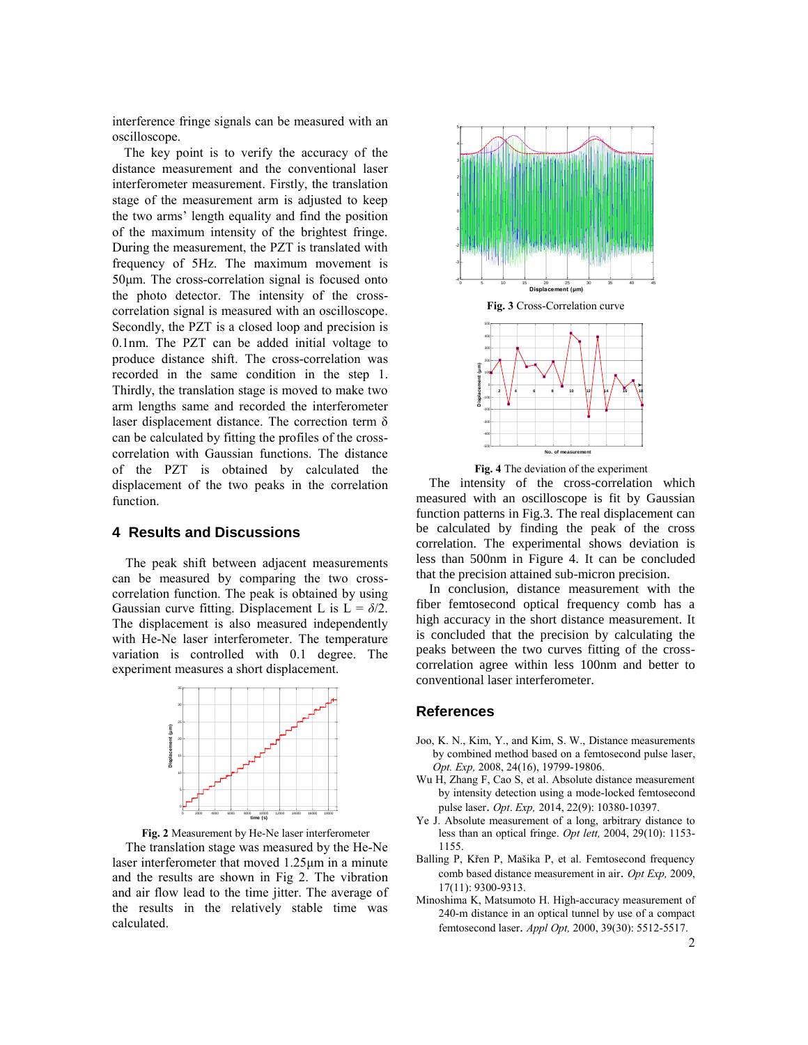interference fringe signals can be measured with an oscilloscope.

The key point is to verify the accuracy of the distance measurement and the conventional laser interferometer measurement. Firstly, the translation stage of the measurement arm is adjusted to keep the two arms' length equality and find the position of the maximum intensity of the brightest fringe. During the measurement, the PZT is translated with frequency of 5Hz. The maximum movement is 50μm. The cross-correlation signal is focused onto the photo detector. The intensity of the cross-correlation signal is measured with an oscilloscope. Secondly, the PZT is a closed loop and precision is 0.1nm. The PZT can be added initial voltage to produce distance shift. The cross-correlation was recorded in the same condition in the step 1. Thirdly, the translation stage is moved to make two arm lengths same and recorded the interferometer laser displacement distance. The correction term δ can be calculated by fitting the profiles of the cross-correlation with Gaussian functions. The distance of the PZT is obtained by calculated the displacement of the two peaks in the correlation function.

## 4 Results and Discussions

The peak shift between adjacent measurements can be measured by comparing the two cross-correlation function. The peak is obtained by using Gaussian curve fitting. Displacement L is $L = \delta/2$. The displacement is also measured independently with He-Ne laser interferometer. The temperature variation is controlled with 0.1 degree. The experiment measures a short displacement.

Displacement (μm)
time (s)

**Fig. 2** Measurement by He-Ne laser interferometer

The translation stage was measured by the He-Ne laser interferometer that moved 1.25μm in a minute and the results are shown in Fig 2. The vibration and air flow lead to the time jitter. The average of the results in the relatively stable time was calculated.

Displacement (μm)

**Fig. 3** Cross-Correlation curve

Displacement (μm)
No. of measurement

**Fig. 4** The deviation of the experiment

The intensity of the cross-correlation which measured with an oscilloscope is fit by Gaussian function patterns in Fig.3. The real displacement can be calculated by finding the peak of the cross correlation. The experimental shows deviation is less than 500nm in Figure 4. It can be concluded that the precision attained sub-micron precision.

In conclusion, distance measurement with the fiber femtosecond optical frequency comb has a high accuracy in the short distance measurement. It is concluded that the precision by calculating the peaks between the two curves fitting of the cross-correlation agree within less 100nm and better to conventional laser interferometer.

## References

Joo, K. N., Kim, Y., and Kim, S. W., Distance measurements by combined method based on a femtosecond pulse laser, *Opt. Exp,* 2008, 24(16), 19799-19806.

Wu H, Zhang F, Cao S, et al. Absolute distance measurement by intensity detection using a mode-locked femtosecond pulse laser. *Opt. Exp,* 2014, 22(9): 10380-10397.

Ye J. Absolute measurement of a long, arbitrary distance to less than an optical fringe. *Opt lett,* 2004, 29(10): 1153-1155.

Balling P, Křen P, Mašika P, et al. Femtosecond frequency comb based distance measurement in air. *Opt Exp,* 2009, 17(11): 9300-9313.

Minoshima K, Matsumoto H. High-accuracy measurement of 240-m distance in an optical tunnel by use of a compact femtosecond laser. *Appl Opt,* 2000, 39(30): 5512-5517.